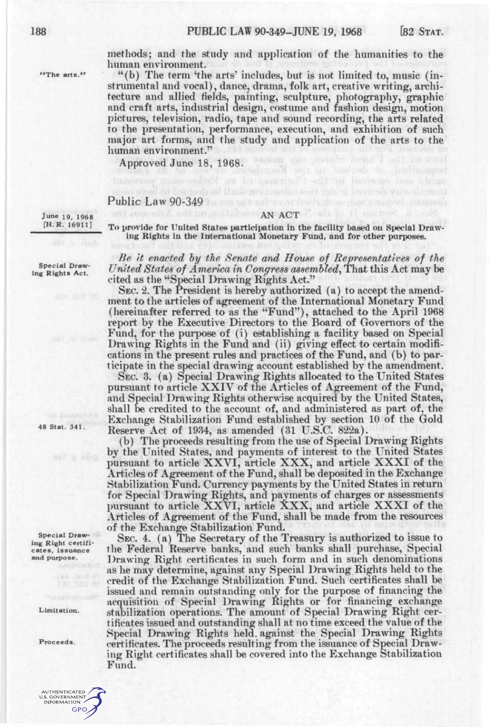methods; and the study and application of the humanities to the human environment.

"The arts."

"(b) The term 'the arts' includes, but is not limited to, music (instrumental and vocal), dance, drama, folk art, creative writing, architecture and allied fields, painting, sculpture, photography, graphic and craft arts, industrial design, costume and fashion design, motion pictures, television, radio, tape and sound recording, the arts related to the presentation, performance, execution, and exhibition of such major art forms, and the study and application of the arts to the human environment."

Approved June 18, 1968.

## Public Law 90-349

June 19, 1968
[H. R. 16911]

### AN ACT

To provide for United States participation in the facility based on Special Drawing Rights in the International Monetary Fund, and for other purposes.

Special Drawing Rights Act.

*Be it enacted by the Senate and House of Representatives of the United States of America in Congress assembled,* That this Act may be cited as the "Special Drawing Rights Act."

SEC. 2. The President is hereby authorized (a) to accept the amendment to the articles of agreement of the International Monetary Fund (hereinafter referred to as the "Fund"), attached to the April 1968 report by the Executive Directors to the Board of Governors of the Fund, for the purpose of (i) establishing a facility based on Special Drawing Rights in the Fund and (ii) giving effect to certain modifications in the present rules and practices of the Fund, and (b) to participate in the special drawing account established by the amendment.

SEC. 3. (a) Special Drawing Rights allocated to the United States pursuant to article XXIV of the Articles of Agreement of the Fund, and Special Drawing Rights otherwise acquired by the United States, shall be credited to the account of, and administered as part of, the Exchange Stabilization Fund established by section 10 of the Gold Reserve Act of 1934, as amended (31 U.S.C. 822a).

48 Stat. 341.

(b) The proceeds resulting from the use of Special Drawing Rights by the United States, and payments of interest to the United States pursuant to article XXVI, article XXX, and article XXXI of the Articles of Agreement of the Fund, shall be deposited in the Exchange Stabilization Fund. Currency payments by the United States in return for Special Drawing Rights, and payments of charges or assessments pursuant to article XXVI, article XXX, and article XXXI of the Articles of Agreement of the Fund, shall be made from the resources of the Exchange Stabilization Fund.

Special Drawing Right certificates, issuance and purpose.

SEC. 4. (a) The Secretary of the Treasury is authorized to issue to the Federal Reserve banks, and such banks shall purchase, Special Drawing Right certificates in such form and in such denominations as he may determine, against any Special Drawing Rights held to the credit of the Exchange Stabilization Fund. Such certificates shall be issued and remain outstanding only for the purpose of financing the acquisition of Special Drawing Rights or for financing exchange stabilization operations. The amount of Special Drawing Right certificates issued and outstanding shall at no time exceed the value of the Special Drawing Rights held against the Special Drawing Rights certificates. The proceeds resulting from the issuance of Special Drawing Right certificates shall be covered into the Exchange Stabilization Fund.

Limitation.

Proceeds.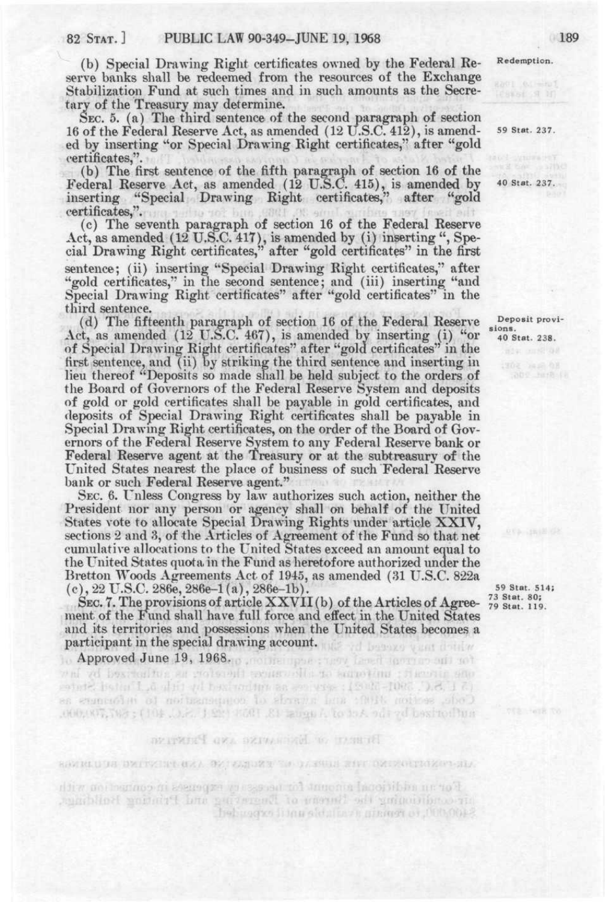(b) Special Drawing Right certificates owned by the Federal Reserve banks shall be redeemed from the resources of the Exchange Stabilization Fund at such times and in such amounts as the Secretary of the Treasury may determine.

Redemption.

SEC. 5. (a) The third sentence of the second paragraph of section 16 of the Federal Reserve Act, as amended (12 U.S.C. 412), is amended by inserting "or Special Drawing Right certificates," after "gold certificates,".

59 Stat. 237.

(b) The first sentence of the fifth paragraph of section 16 of the Federal Reserve Act, as amended (12 U.S.C. 415), is amended by inserting "Special Drawing Right certificates," after "gold certificates,".

40 Stat. 237.

(c) The seventh paragraph of section 16 of the Federal Reserve Act, as amended (12 U.S.C. 417), is amended by (i) inserting ", Special Drawing Right certificates," after "gold certificates" in the first sentence; (ii) inserting "Special Drawing Right certificates," after "gold certificates," in the second sentence; and (iii) inserting "and Special Drawing Right certificates" after "gold certificates" in the third sentence.

(d) The fifteenth paragraph of section 16 of the Federal Reserve Act, as amended (12 U.S.C. 467), is amended by inserting (i) "or of Special Drawing Right certificates" after "gold certificates" in the first sentence, and (ii) by striking the third sentence and inserting in lieu thereof "Deposits so made shall be held subject to the orders of the Board of Governors of the Federal Reserve System and deposits of gold or gold certificates shall be payable in gold certificates, and deposits of Special Drawing Right certificates shall be payable in Special Drawing Right certificates, on the order of the Board of Governors of the Federal Reserve System to any Federal Reserve bank or Federal Reserve agent at the Treasury or at the subtreasury of the United States nearest the place of business of such Federal Reserve bank or such Federal Reserve agent."

Deposit provisions.
40 Stat. 238.

SEC. 6. Unless Congress by law authorizes such action, neither the President nor any person or agency shall on behalf of the United States vote to allocate Special Drawing Rights under article XXIV, sections 2 and 3, of the Articles of Agreement of the Fund so that net cumulative allocations to the United States exceed an amount equal to the United States quota in the Fund as heretofore authorized under the Bretton Woods Agreements Act of 1945, as amended (31 U.S.C. 822a (c), 22 U.S.C. 286e, 286e-1(a), 286e-1b).

59 Stat. 514;
73 Stat. 80;
79 Stat. 119.

SEC. 7. The provisions of article XXVII(b) of the Articles of Agreement of the Fund shall have full force and effect in the United States and its territories and possessions when the United States becomes a participant in the special drawing account.

Approved June 19, 1968.